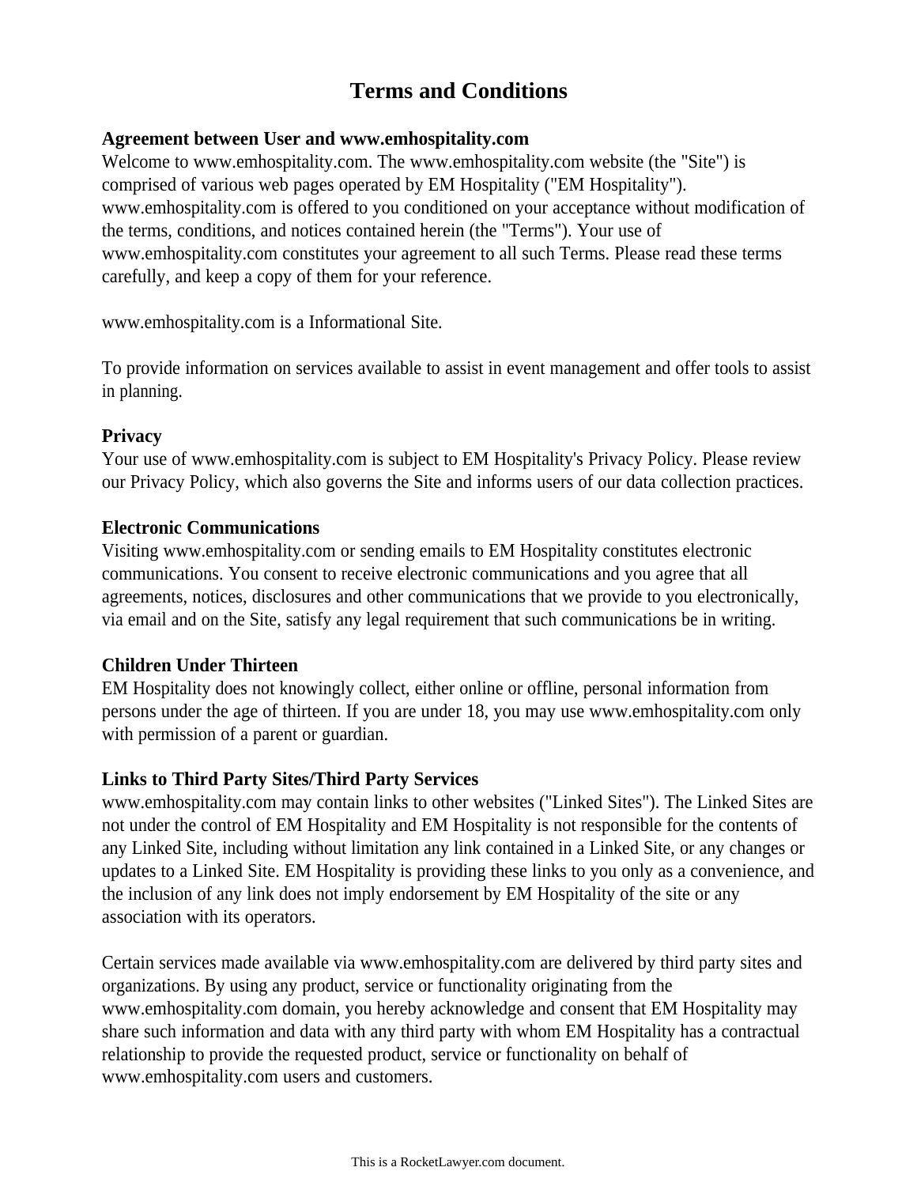# Terms and Conditions

**Agreement between User and www.emhospitality.com**

Welcome to www.emhospitality.com. The www.emhospitality.com website (the "Site") is comprised of various web pages operated by EM Hospitality ("EM Hospitality"). www.emhospitality.com is offered to you conditioned on your acceptance without modification of the terms, conditions, and notices contained herein (the "Terms"). Your use of www.emhospitality.com constitutes your agreement to all such Terms. Please read these terms carefully, and keep a copy of them for your reference.

www.emhospitality.com is a Informational Site.

To provide information on services available to assist in event management and offer tools to assist in planning.

**Privacy**

Your use of www.emhospitality.com is subject to EM Hospitality's Privacy Policy. Please review our Privacy Policy, which also governs the Site and informs users of our data collection practices.

**Electronic Communications**

Visiting www.emhospitality.com or sending emails to EM Hospitality constitutes electronic communications. You consent to receive electronic communications and you agree that all agreements, notices, disclosures and other communications that we provide to you electronically, via email and on the Site, satisfy any legal requirement that such communications be in writing.

**Children Under Thirteen**

EM Hospitality does not knowingly collect, either online or offline, personal information from persons under the age of thirteen. If you are under 18, you may use www.emhospitality.com only with permission of a parent or guardian.

**Links to Third Party Sites/Third Party Services**

www.emhospitality.com may contain links to other websites ("Linked Sites"). The Linked Sites are not under the control of EM Hospitality and EM Hospitality is not responsible for the contents of any Linked Site, including without limitation any link contained in a Linked Site, or any changes or updates to a Linked Site. EM Hospitality is providing these links to you only as a convenience, and the inclusion of any link does not imply endorsement by EM Hospitality of the site or any association with its operators.

Certain services made available via www.emhospitality.com are delivered by third party sites and organizations. By using any product, service or functionality originating from the www.emhospitality.com domain, you hereby acknowledge and consent that EM Hospitality may share such information and data with any third party with whom EM Hospitality has a contractual relationship to provide the requested product, service or functionality on behalf of www.emhospitality.com users and customers.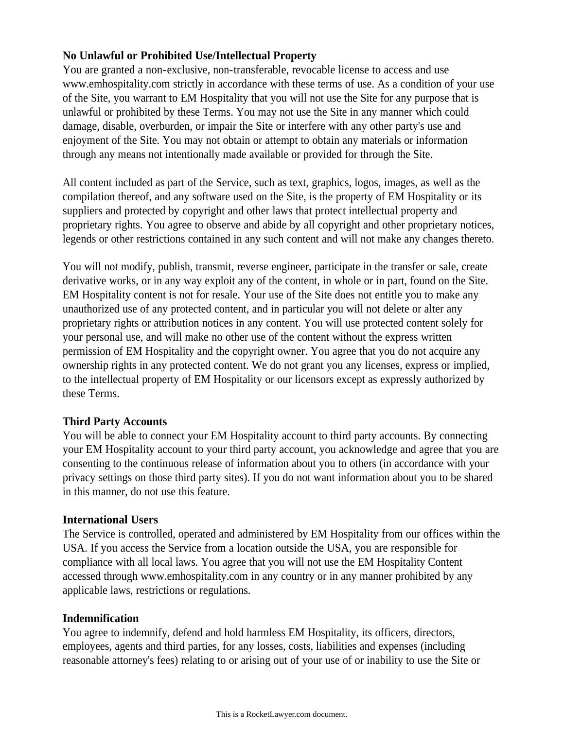**No Unlawful or Prohibited Use/Intellectual Property**
You are granted a non-exclusive, non-transferable, revocable license to access and use www.emhospitality.com strictly in accordance with these terms of use. As a condition of your use of the Site, you warrant to EM Hospitality that you will not use the Site for any purpose that is unlawful or prohibited by these Terms. You may not use the Site in any manner which could damage, disable, overburden, or impair the Site or interfere with any other party's use and enjoyment of the Site. You may not obtain or attempt to obtain any materials or information through any means not intentionally made available or provided for through the Site.

All content included as part of the Service, such as text, graphics, logos, images, as well as the compilation thereof, and any software used on the Site, is the property of EM Hospitality or its suppliers and protected by copyright and other laws that protect intellectual property and proprietary rights. You agree to observe and abide by all copyright and other proprietary notices, legends or other restrictions contained in any such content and will not make any changes thereto.

You will not modify, publish, transmit, reverse engineer, participate in the transfer or sale, create derivative works, or in any way exploit any of the content, in whole or in part, found on the Site. EM Hospitality content is not for resale. Your use of the Site does not entitle you to make any unauthorized use of any protected content, and in particular you will not delete or alter any proprietary rights or attribution notices in any content. You will use protected content solely for your personal use, and will make no other use of the content without the express written permission of EM Hospitality and the copyright owner. You agree that you do not acquire any ownership rights in any protected content. We do not grant you any licenses, express or implied, to the intellectual property of EM Hospitality or our licensors except as expressly authorized by these Terms.

**Third Party Accounts**
You will be able to connect your EM Hospitality account to third party accounts. By connecting your EM Hospitality account to your third party account, you acknowledge and agree that you are consenting to the continuous release of information about you to others (in accordance with your privacy settings on those third party sites). If you do not want information about you to be shared in this manner, do not use this feature.

**International Users**
The Service is controlled, operated and administered by EM Hospitality from our offices within the USA. If you access the Service from a location outside the USA, you are responsible for compliance with all local laws. You agree that you will not use the EM Hospitality Content accessed through www.emhospitality.com in any country or in any manner prohibited by any applicable laws, restrictions or regulations.

**Indemnification**
You agree to indemnify, defend and hold harmless EM Hospitality, its officers, directors, employees, agents and third parties, for any losses, costs, liabilities and expenses (including reasonable attorney's fees) relating to or arising out of your use of or inability to use the Site or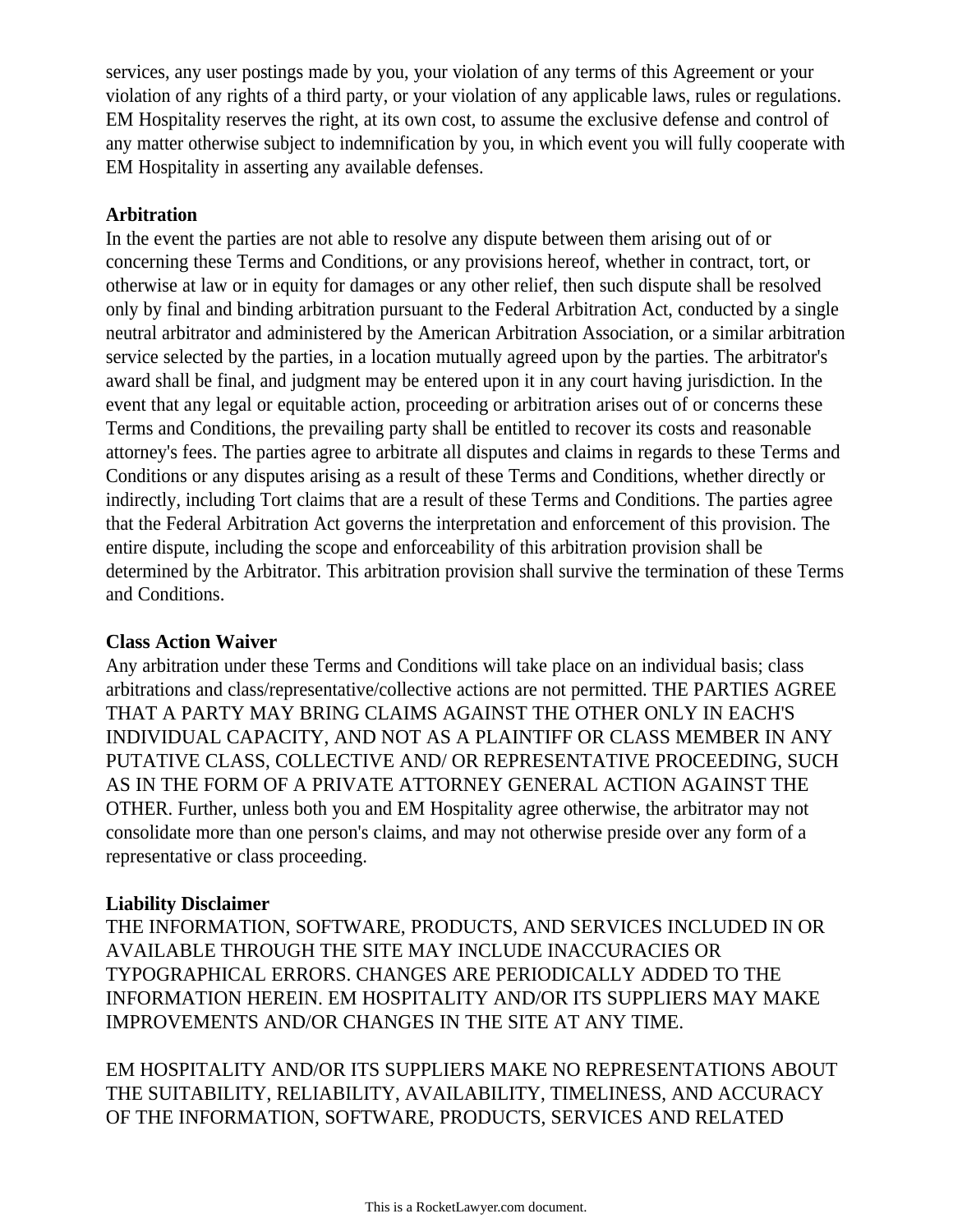services, any user postings made by you, your violation of any terms of this Agreement or your violation of any rights of a third party, or your violation of any applicable laws, rules or regulations. EM Hospitality reserves the right, at its own cost, to assume the exclusive defense and control of any matter otherwise subject to indemnification by you, in which event you will fully cooperate with EM Hospitality in asserting any available defenses.

**Arbitration**

In the event the parties are not able to resolve any dispute between them arising out of or concerning these Terms and Conditions, or any provisions hereof, whether in contract, tort, or otherwise at law or in equity for damages or any other relief, then such dispute shall be resolved only by final and binding arbitration pursuant to the Federal Arbitration Act, conducted by a single neutral arbitrator and administered by the American Arbitration Association, or a similar arbitration service selected by the parties, in a location mutually agreed upon by the parties. The arbitrator's award shall be final, and judgment may be entered upon it in any court having jurisdiction. In the event that any legal or equitable action, proceeding or arbitration arises out of or concerns these Terms and Conditions, the prevailing party shall be entitled to recover its costs and reasonable attorney's fees. The parties agree to arbitrate all disputes and claims in regards to these Terms and Conditions or any disputes arising as a result of these Terms and Conditions, whether directly or indirectly, including Tort claims that are a result of these Terms and Conditions. The parties agree that the Federal Arbitration Act governs the interpretation and enforcement of this provision. The entire dispute, including the scope and enforceability of this arbitration provision shall be determined by the Arbitrator. This arbitration provision shall survive the termination of these Terms and Conditions.

**Class Action Waiver**

Any arbitration under these Terms and Conditions will take place on an individual basis; class arbitrations and class/representative/collective actions are not permitted. THE PARTIES AGREE THAT A PARTY MAY BRING CLAIMS AGAINST THE OTHER ONLY IN EACH'S INDIVIDUAL CAPACITY, AND NOT AS A PLAINTIFF OR CLASS MEMBER IN ANY PUTATIVE CLASS, COLLECTIVE AND/ OR REPRESENTATIVE PROCEEDING, SUCH AS IN THE FORM OF A PRIVATE ATTORNEY GENERAL ACTION AGAINST THE OTHER. Further, unless both you and EM Hospitality agree otherwise, the arbitrator may not consolidate more than one person's claims, and may not otherwise preside over any form of a representative or class proceeding.

**Liability Disclaimer**

THE INFORMATION, SOFTWARE, PRODUCTS, AND SERVICES INCLUDED IN OR AVAILABLE THROUGH THE SITE MAY INCLUDE INACCURACIES OR TYPOGRAPHICAL ERRORS. CHANGES ARE PERIODICALLY ADDED TO THE INFORMATION HEREIN. EM HOSPITALITY AND/OR ITS SUPPLIERS MAY MAKE IMPROVEMENTS AND/OR CHANGES IN THE SITE AT ANY TIME.

EM HOSPITALITY AND/OR ITS SUPPLIERS MAKE NO REPRESENTATIONS ABOUT THE SUITABILITY, RELIABILITY, AVAILABILITY, TIMELINESS, AND ACCURACY OF THE INFORMATION, SOFTWARE, PRODUCTS, SERVICES AND RELATED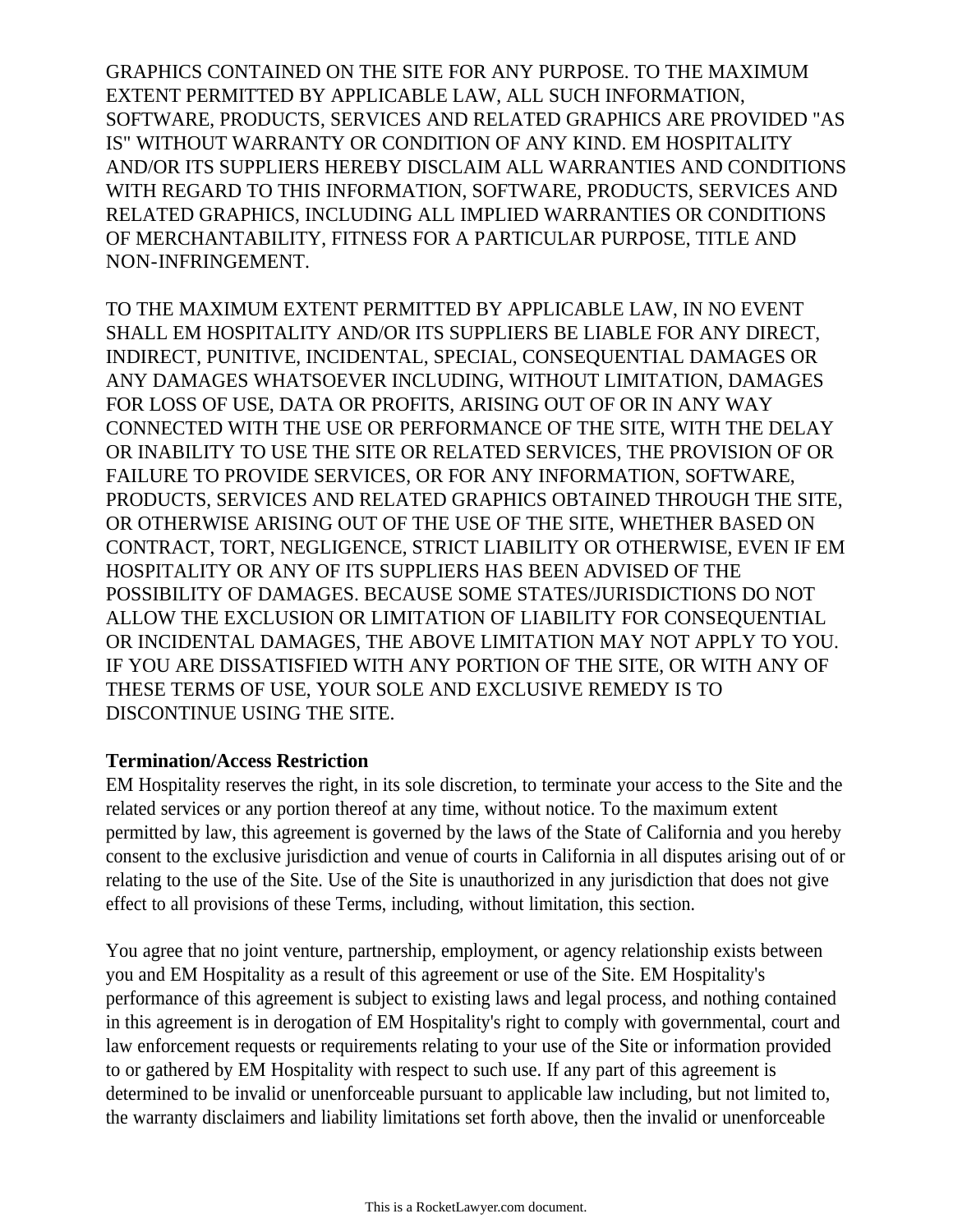GRAPHICS CONTAINED ON THE SITE FOR ANY PURPOSE. TO THE MAXIMUM EXTENT PERMITTED BY APPLICABLE LAW, ALL SUCH INFORMATION, SOFTWARE, PRODUCTS, SERVICES AND RELATED GRAPHICS ARE PROVIDED "AS IS" WITHOUT WARRANTY OR CONDITION OF ANY KIND. EM HOSPITALITY AND/OR ITS SUPPLIERS HEREBY DISCLAIM ALL WARRANTIES AND CONDITIONS WITH REGARD TO THIS INFORMATION, SOFTWARE, PRODUCTS, SERVICES AND RELATED GRAPHICS, INCLUDING ALL IMPLIED WARRANTIES OR CONDITIONS OF MERCHANTABILITY, FITNESS FOR A PARTICULAR PURPOSE, TITLE AND NON-INFRINGEMENT.

TO THE MAXIMUM EXTENT PERMITTED BY APPLICABLE LAW, IN NO EVENT SHALL EM HOSPITALITY AND/OR ITS SUPPLIERS BE LIABLE FOR ANY DIRECT, INDIRECT, PUNITIVE, INCIDENTAL, SPECIAL, CONSEQUENTIAL DAMAGES OR ANY DAMAGES WHATSOEVER INCLUDING, WITHOUT LIMITATION, DAMAGES FOR LOSS OF USE, DATA OR PROFITS, ARISING OUT OF OR IN ANY WAY CONNECTED WITH THE USE OR PERFORMANCE OF THE SITE, WITH THE DELAY OR INABILITY TO USE THE SITE OR RELATED SERVICES, THE PROVISION OF OR FAILURE TO PROVIDE SERVICES, OR FOR ANY INFORMATION, SOFTWARE, PRODUCTS, SERVICES AND RELATED GRAPHICS OBTAINED THROUGH THE SITE, OR OTHERWISE ARISING OUT OF THE USE OF THE SITE, WHETHER BASED ON CONTRACT, TORT, NEGLIGENCE, STRICT LIABILITY OR OTHERWISE, EVEN IF EM HOSPITALITY OR ANY OF ITS SUPPLIERS HAS BEEN ADVISED OF THE POSSIBILITY OF DAMAGES. BECAUSE SOME STATES/JURISDICTIONS DO NOT ALLOW THE EXCLUSION OR LIMITATION OF LIABILITY FOR CONSEQUENTIAL OR INCIDENTAL DAMAGES, THE ABOVE LIMITATION MAY NOT APPLY TO YOU. IF YOU ARE DISSATISFIED WITH ANY PORTION OF THE SITE, OR WITH ANY OF THESE TERMS OF USE, YOUR SOLE AND EXCLUSIVE REMEDY IS TO DISCONTINUE USING THE SITE.

**Termination/Access Restriction**

EM Hospitality reserves the right, in its sole discretion, to terminate your access to the Site and the related services or any portion thereof at any time, without notice. To the maximum extent permitted by law, this agreement is governed by the laws of the State of California and you hereby consent to the exclusive jurisdiction and venue of courts in California in all disputes arising out of or relating to the use of the Site. Use of the Site is unauthorized in any jurisdiction that does not give effect to all provisions of these Terms, including, without limitation, this section.

You agree that no joint venture, partnership, employment, or agency relationship exists between you and EM Hospitality as a result of this agreement or use of the Site. EM Hospitality's performance of this agreement is subject to existing laws and legal process, and nothing contained in this agreement is in derogation of EM Hospitality's right to comply with governmental, court and law enforcement requests or requirements relating to your use of the Site or information provided to or gathered by EM Hospitality with respect to such use. If any part of this agreement is determined to be invalid or unenforceable pursuant to applicable law including, but not limited to, the warranty disclaimers and liability limitations set forth above, then the invalid or unenforceable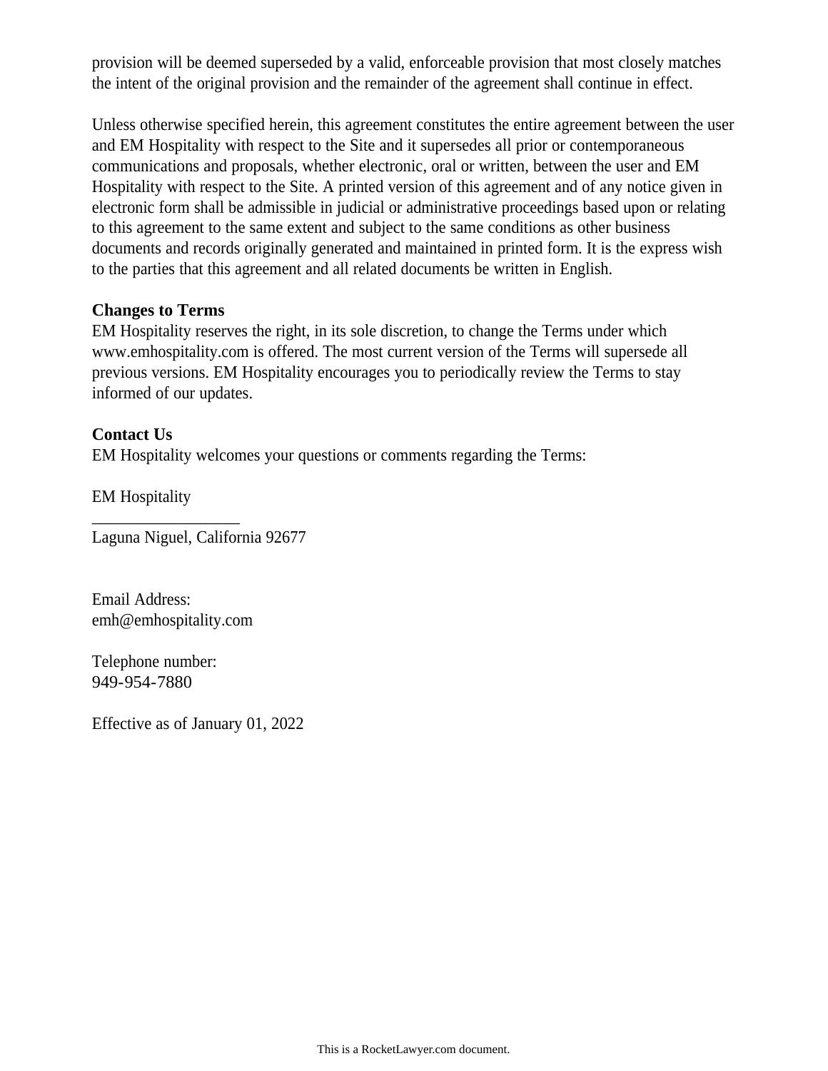provision will be deemed superseded by a valid, enforceable provision that most closely matches the intent of the original provision and the remainder of the agreement shall continue in effect.

Unless otherwise specified herein, this agreement constitutes the entire agreement between the user and EM Hospitality with respect to the Site and it supersedes all prior or contemporaneous communications and proposals, whether electronic, oral or written, between the user and EM Hospitality with respect to the Site. A printed version of this agreement and of any notice given in electronic form shall be admissible in judicial or administrative proceedings based upon or relating to this agreement to the same extent and subject to the same conditions as other business documents and records originally generated and maintained in printed form. It is the express wish to the parties that this agreement and all related documents be written in English.

**Changes to Terms**
EM Hospitality reserves the right, in its sole discretion, to change the Terms under which www.emhospitality.com is offered. The most current version of the Terms will supersede all previous versions. EM Hospitality encourages you to periodically review the Terms to stay informed of our updates.

**Contact Us**
EM Hospitality welcomes your questions or comments regarding the Terms:

EM Hospitality
__________________
Laguna Niguel, California 92677

Email Address:
emh@emhospitality.com

Telephone number:
949-954-7880

Effective as of January 01, 2022

This is a RocketLawyer.com document.